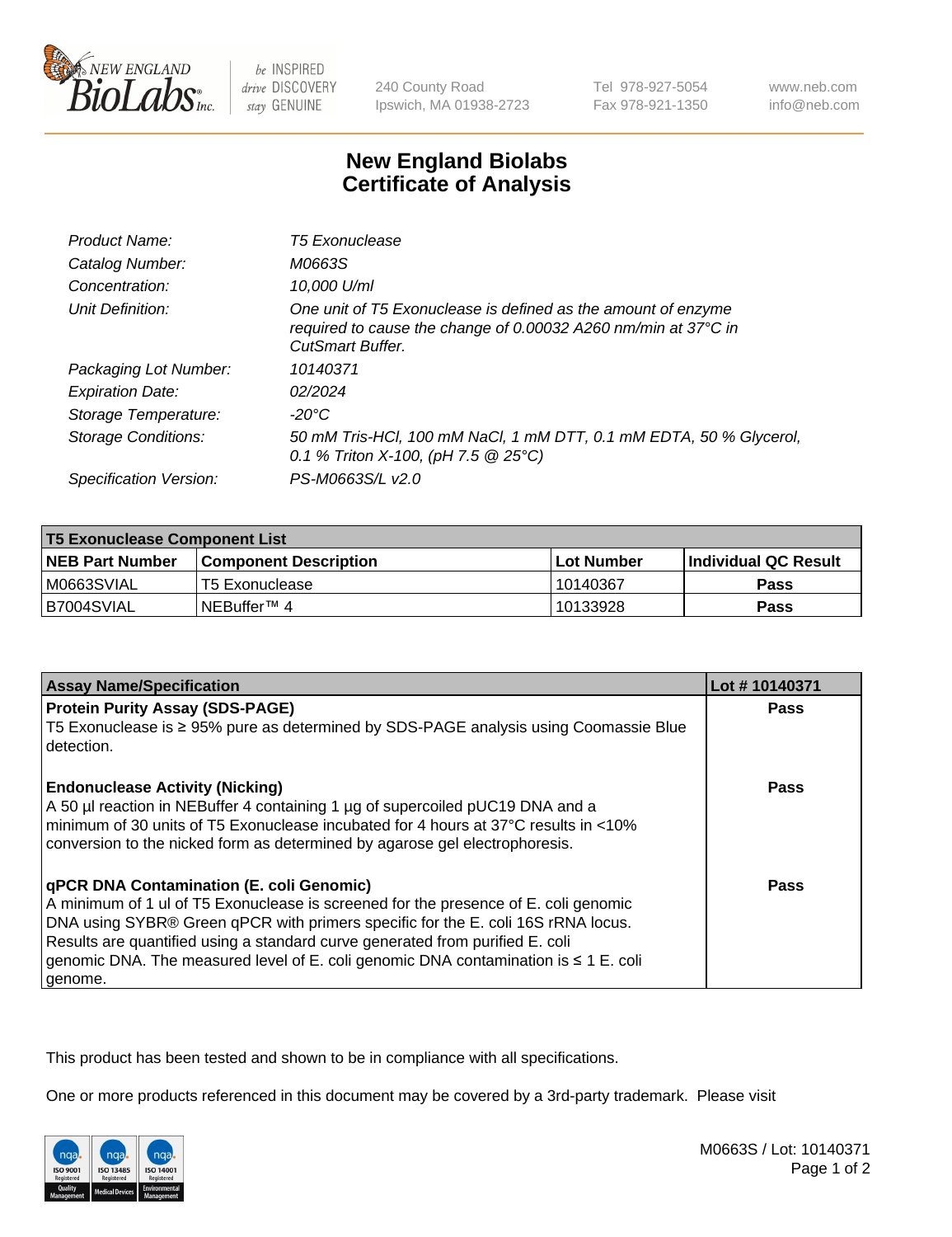# New England Biolabs Certificate of Analysis

| | |
|---|---|
| *Product Name:* | *T5 Exonuclease* |
| *Catalog Number:* | *M0663S* |
| *Concentration:* | *10,000 U/ml* |
| *Unit Definition:* | *One unit of T5 Exonuclease is defined as the amount of enzyme required to cause the change of 0.00032 A260 nm/min at 37°C in CutSmart Buffer.* |
| *Packaging Lot Number:* | *10140371* |
| *Expiration Date:* | *02/2024* |
| *Storage Temperature:* | *-20°C* |
| *Storage Conditions:* | *50 mM Tris-HCl, 100 mM NaCl, 1 mM DTT, 0.1 mM EDTA, 50 % Glycerol, 0.1 % Triton X-100, (pH 7.5 @ 25°C)* |
| *Specification Version:* | *PS-M0663S/L v2.0* |

| **T5 Exonuclease Component List** | | | |
|---|---|---|---|
| **NEB Part Number** | **Component Description** | **Lot Number** | **Individual QC Result** |
| M0663SVIAL | T5 Exonuclease | 10140367 | **Pass** |
| B7004SVIAL | NEBuffer™ 4 | 10133928 | **Pass** |

| **Assay Name/Specification** | **Lot # 10140371** |
|---|---|
| **Protein Purity Assay (SDS-PAGE)**<br>T5 Exonuclease is ≥ 95% pure as determined by SDS-PAGE analysis using Coomassie Blue detection. | **Pass** |
| **Endonuclease Activity (Nicking)**<br>A 50 µl reaction in NEBuffer 4 containing 1 µg of supercoiled pUC19 DNA and a minimum of 30 units of T5 Exonuclease incubated for 4 hours at 37°C results in <10% conversion to the nicked form as determined by agarose gel electrophoresis. | **Pass** |
| **qPCR DNA Contamination (E. coli Genomic)**<br>A minimum of 1 ul of T5 Exonuclease is screened for the presence of E. coli genomic DNA using SYBR® Green qPCR with primers specific for the E. coli 16S rRNA locus. Results are quantified using a standard curve generated from purified E. coli genomic DNA. The measured level of E. coli genomic DNA contamination is ≤ 1 E. coli genome. | **Pass** |

This product has been tested and shown to be in compliance with all specifications.

One or more products referenced in this document may be covered by a 3rd-party trademark. Please visit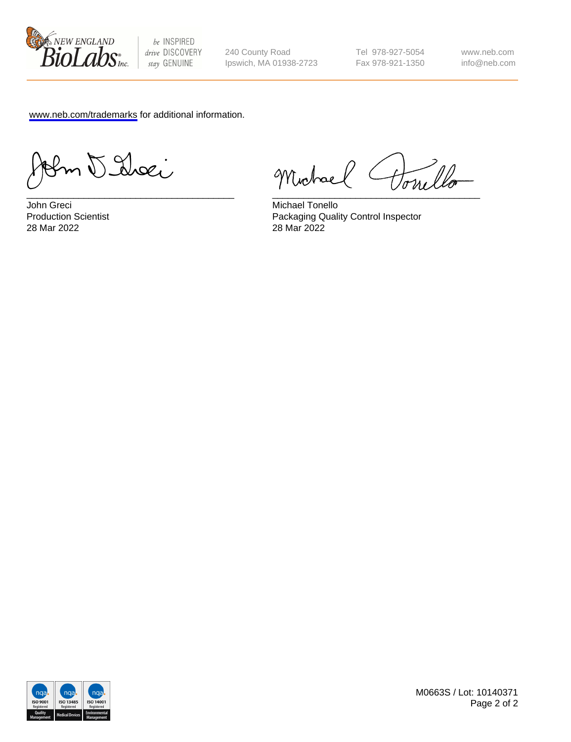www.neb.com/trademarks for additional information.

John Greci
Production Scientist
28 Mar 2022

Michael Tonello
Packaging Quality Control Inspector
28 Mar 2022

M0663S / Lot: 10140371